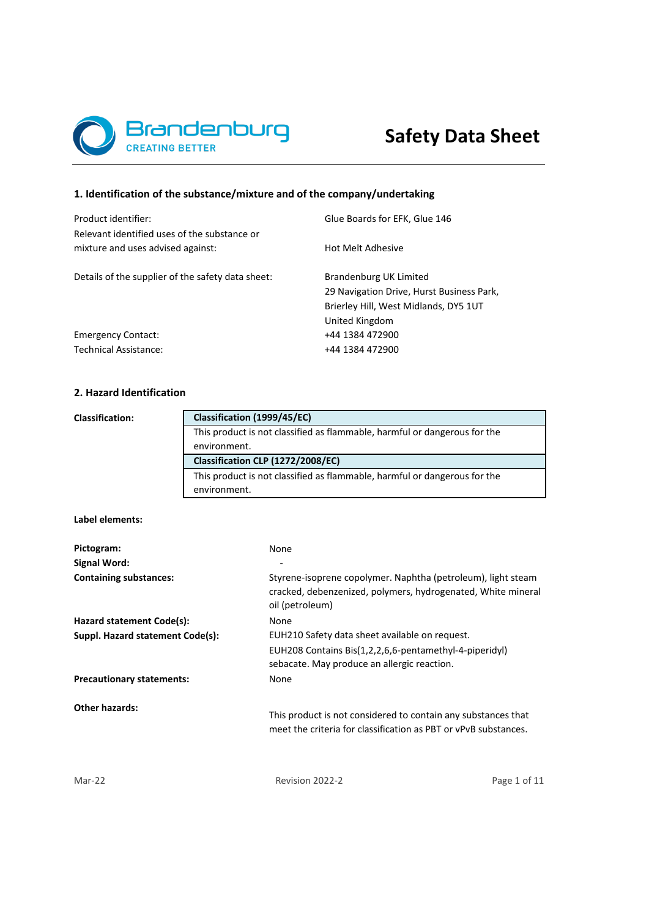Brandenburg
CREATING BETTER

# Safety Data Sheet

## 1. Identification of the substance/mixture and of the company/undertaking

| | |
|---|---|
| Product identifier: | Glue Boards for EFK, Glue 146 |
| Relevant identified uses of the substance or mixture and uses advised against: | Hot Melt Adhesive |
| Details of the supplier of the safety data sheet: | Brandenburg UK Limited<br>29 Navigation Drive, Hurst Business Park,<br>Brierley Hill, West Midlands, DY5 1UT<br>United Kingdom |
| Emergency Contact: | +44 1384 472900 |
| Technical Assistance: | +44 1384 472900 |

## 2. Hazard Identification

**Classification:**

| **Classification (1999/45/EC)** |
|---|
| This product is not classified as flammable, harmful or dangerous for the environment. |
| **Classification CLP (1272/2008/EC)** |
| This product is not classified as flammable, harmful or dangerous for the environment. |

**Label elements:**

| | |
|---|---|
| **Pictogram:** | None |
| **Signal Word:** | - |
| **Containing substances:** | Styrene-isoprene copolymer. Naphtha (petroleum), light steam cracked, debenzenized, polymers, hydrogenated, White mineral oil (petroleum) |
| **Hazard statement Code(s):** | None |
| **Suppl. Hazard statement Code(s):** | EUH210 Safety data sheet available on request.<br>EUH208 Contains Bis(1,2,2,6,6-pentamethyl-4-piperidyl) sebacate. May produce an allergic reaction. |
| **Precautionary statements:** | None |

**Other hazards:**

This product is not considered to contain any substances that meet the criteria for classification as PBT or vPvB substances.

Mar-22 Revision 2022-2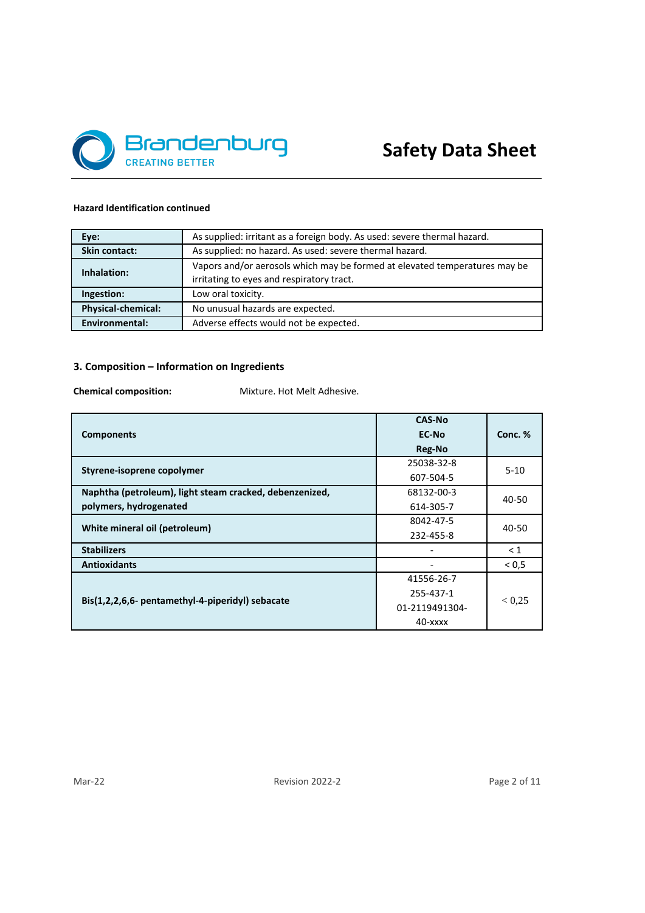**Hazard Identification continued**

| | |
|---|---|
| **Eye:** | As supplied: irritant as a foreign body. As used: severe thermal hazard. |
| **Skin contact:** | As supplied: no hazard. As used: severe thermal hazard. |
| **Inhalation:** | Vapors and/or aerosols which may be formed at elevated temperatures may be irritating to eyes and respiratory tract. |
| **Ingestion:** | Low oral toxicity. |
| **Physical-chemical:** | No unusual hazards are expected. |
| **Environmental:** | Adverse effects would not be expected. |

## 3. Composition – Information on Ingredients

**Chemical composition:** Mixture. Hot Melt Adhesive.

| Components | CAS-No<br>EC-No<br>Reg-No | Conc. % |
|---|---|---|
| **Styrene-isoprene copolymer** | 25038-32-8<br>607-504-5 | 5-10 |
| **Naphtha (petroleum), light steam cracked, debenzenized, polymers, hydrogenated** | 68132-00-3<br>614-305-7 | 40-50 |
| **White mineral oil (petroleum)** | 8042-47-5<br>232-455-8 | 40-50 |
| **Stabilizers** | - | < 1 |
| **Antioxidants** | - | < 0,5 |
| **Bis(1,2,2,6,6- pentamethyl-4-piperidyl) sebacate** | 41556-26-7<br>255-437-1<br>01-2119491304-40-xxxx | < 0,25 |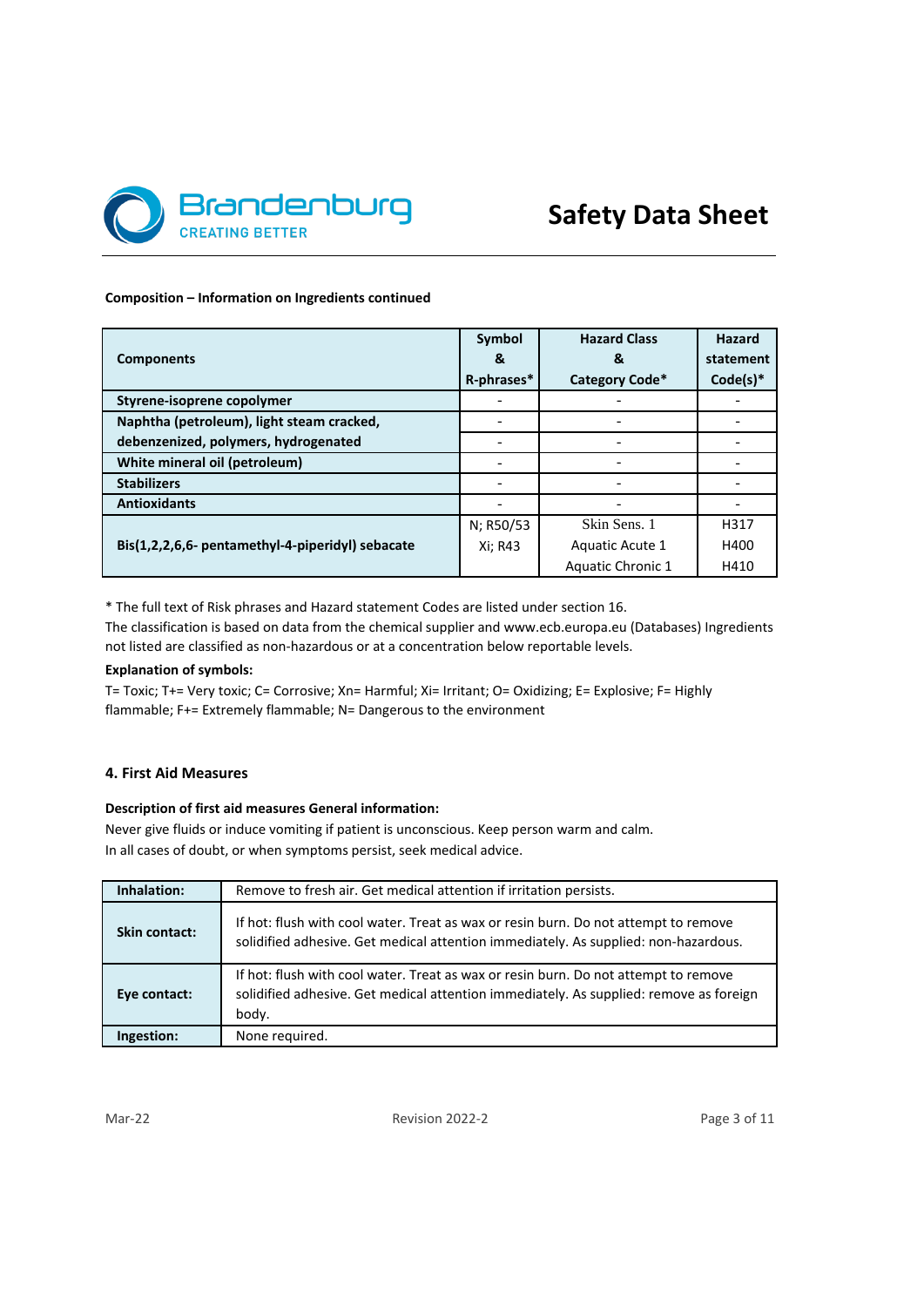**Composition – Information on Ingredients continued**

| Components | Symbol & R-phrases* | Hazard Class & Category Code* | Hazard statement Code(s)* |
|---|---|---|---|
| **Styrene-isoprene copolymer** | - | - | - |
| **Naphtha (petroleum), light steam cracked, debenzenized, polymers, hydrogenated** | - | - | - |
| | - | - | - |
| **White mineral oil (petroleum)** | - | - | - |
| **Stabilizers** | - | - | - |
| **Antioxidants** | - | - | - |
| **Bis(1,2,2,6,6- pentamethyl-4-piperidyl) sebacate** | N; R50/53<br>Xi; R43 | Skin Sens. 1<br>Aquatic Acute 1<br>Aquatic Chronic 1 | H317<br>H400<br>H410 |

* The full text of Risk phrases and Hazard statement Codes are listed under section 16.
The classification is based on data from the chemical supplier and www.ecb.europa.eu (Databases) Ingredients not listed are classified as non-hazardous or at a concentration below reportable levels.

**Explanation of symbols:**

T= Toxic; T+= Very toxic; C= Corrosive; Xn= Harmful; Xi= Irritant; O= Oxidizing; E= Explosive; F= Highly flammable; F+= Extremely flammable; N= Dangerous to the environment

## 4. First Aid Measures

**Description of first aid measures General information:**

Never give fluids or induce vomiting if patient is unconscious. Keep person warm and calm.
In all cases of doubt, or when symptoms persist, seek medical advice.

| | |
|---|---|
| **Inhalation:** | Remove to fresh air. Get medical attention if irritation persists. |
| **Skin contact:** | If hot: flush with cool water. Treat as wax or resin burn. Do not attempt to remove solidified adhesive. Get medical attention immediately. As supplied: non-hazardous. |
| **Eye contact:** | If hot: flush with cool water. Treat as wax or resin burn. Do not attempt to remove solidified adhesive. Get medical attention immediately. As supplied: remove as foreign body. |
| **Ingestion:** | None required. |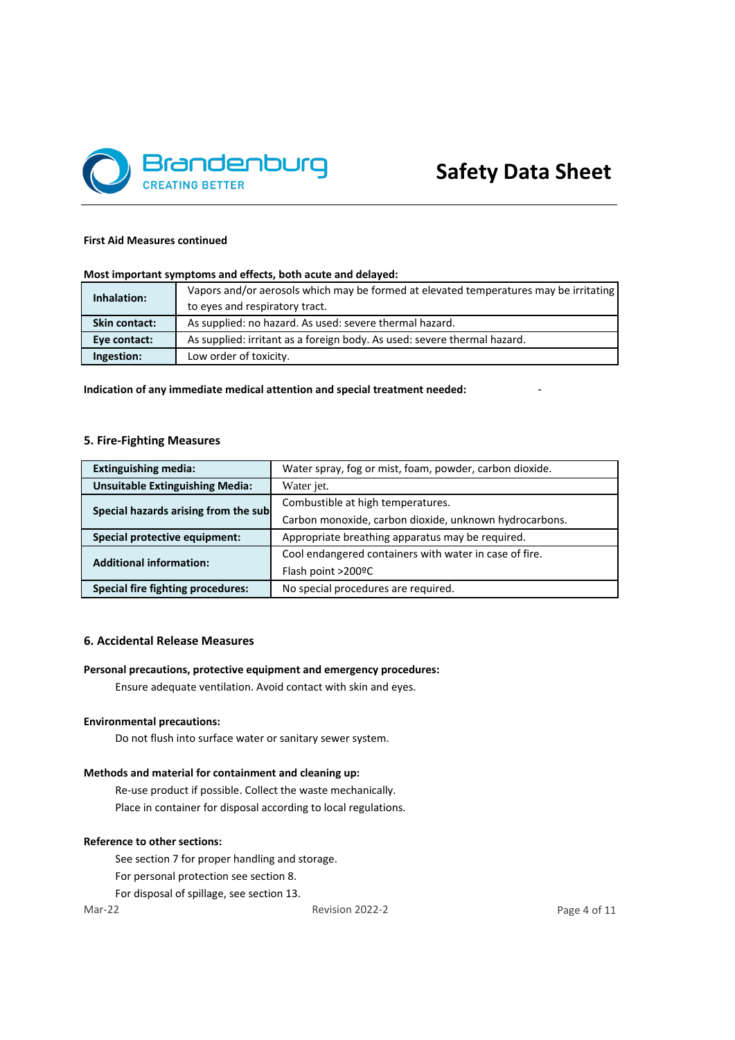**First Aid Measures continued**

**Most important symptoms and effects, both acute and delayed:**

| | |
|---|---|
| **Inhalation:** | Vapors and/or aerosols which may be formed at elevated temperatures may be irritating to eyes and respiratory tract. |
| **Skin contact:** | As supplied: no hazard. As used: severe thermal hazard. |
| **Eye contact:** | As supplied: irritant as a foreign body. As used: severe thermal hazard. |
| **Ingestion:** | Low order of toxicity. |

**Indication of any immediate medical attention and special treatment needed:** -

## 5. Fire-Fighting Measures

| | |
|---|---|
| **Extinguishing media:** | Water spray, fog or mist, foam, powder, carbon dioxide. |
| **Unsuitable Extinguishing Media:** | Water jet. |
| **Special hazards arising from the sub** | Combustible at high temperatures.<br>Carbon monoxide, carbon dioxide, unknown hydrocarbons. |
| **Special protective equipment:** | Appropriate breathing apparatus may be required. |
| **Additional information:** | Cool endangered containers with water in case of fire.<br>Flash point >200ºC |
| **Special fire fighting procedures:** | No special procedures are required. |

## 6. Accidental Release Measures

**Personal precautions, protective equipment and emergency procedures:**

Ensure adequate ventilation. Avoid contact with skin and eyes.

**Environmental precautions:**

Do not flush into surface water or sanitary sewer system.

**Methods and material for containment and cleaning up:**

Re-use product if possible. Collect the waste mechanically.
Place in container for disposal according to local regulations.

**Reference to other sections:**

See section 7 for proper handling and storage.
For personal protection see section 8.
For disposal of spillage, see section 13.

Mar-22 Revision 2022-2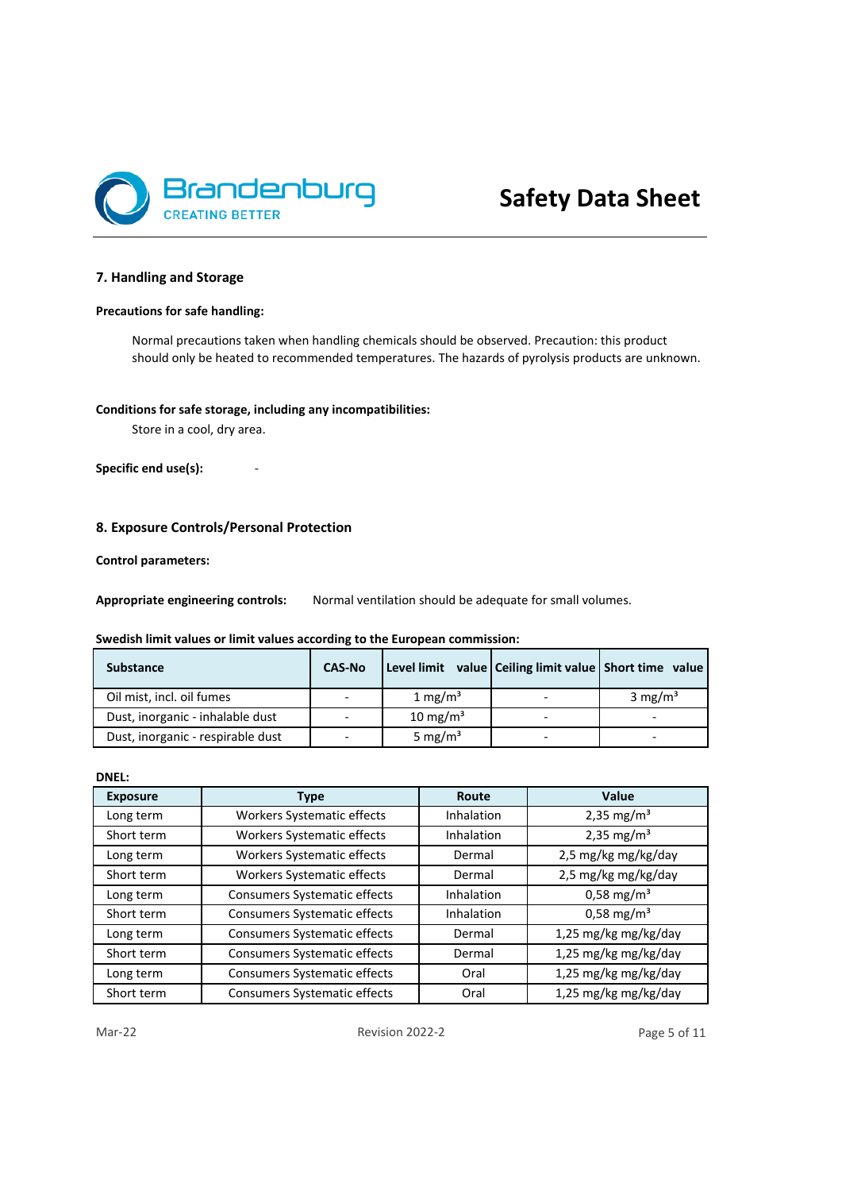## 7. Handling and Storage

**Precautions for safe handling:**

Normal precautions taken when handling chemicals should be observed. Precaution: this product should only be heated to recommended temperatures. The hazards of pyrolysis products are unknown.

**Conditions for safe storage, including any incompatibilities:**

Store in a cool, dry area.

**Specific end use(s):** -

## 8. Exposure Controls/Personal Protection

**Control parameters:**

**Appropriate engineering controls:** Normal ventilation should be adequate for small volumes.

**Swedish limit values or limit values according to the European commission:**

| Substance | CAS-No | Level limit value | Ceiling limit value | Short time value |
|---|---|---|---|---|
| Oil mist, incl. oil fumes | - | 1 mg/m³ | - | 3 mg/m³ |
| Dust, inorganic - inhalable dust | - | 10 mg/m³ | - | - |
| Dust, inorganic - respirable dust | - | 5 mg/m³ | - | - |

**DNEL:**

| Exposure | Type | Route | Value |
|---|---|---|---|
| Long term | Workers Systematic effects | Inhalation | 2,35 mg/m³ |
| Short term | Workers Systematic effects | Inhalation | 2,35 mg/m³ |
| Long term | Workers Systematic effects | Dermal | 2,5 mg/kg mg/kg/day |
| Short term | Workers Systematic effects | Dermal | 2,5 mg/kg mg/kg/day |
| Long term | Consumers Systematic effects | Inhalation | 0,58 mg/m³ |
| Short term | Consumers Systematic effects | Inhalation | 0,58 mg/m³ |
| Long term | Consumers Systematic effects | Dermal | 1,25 mg/kg mg/kg/day |
| Short term | Consumers Systematic effects | Dermal | 1,25 mg/kg mg/kg/day |
| Long term | Consumers Systematic effects | Oral | 1,25 mg/kg mg/kg/day |
| Short term | Consumers Systematic effects | Oral | 1,25 mg/kg mg/kg/day |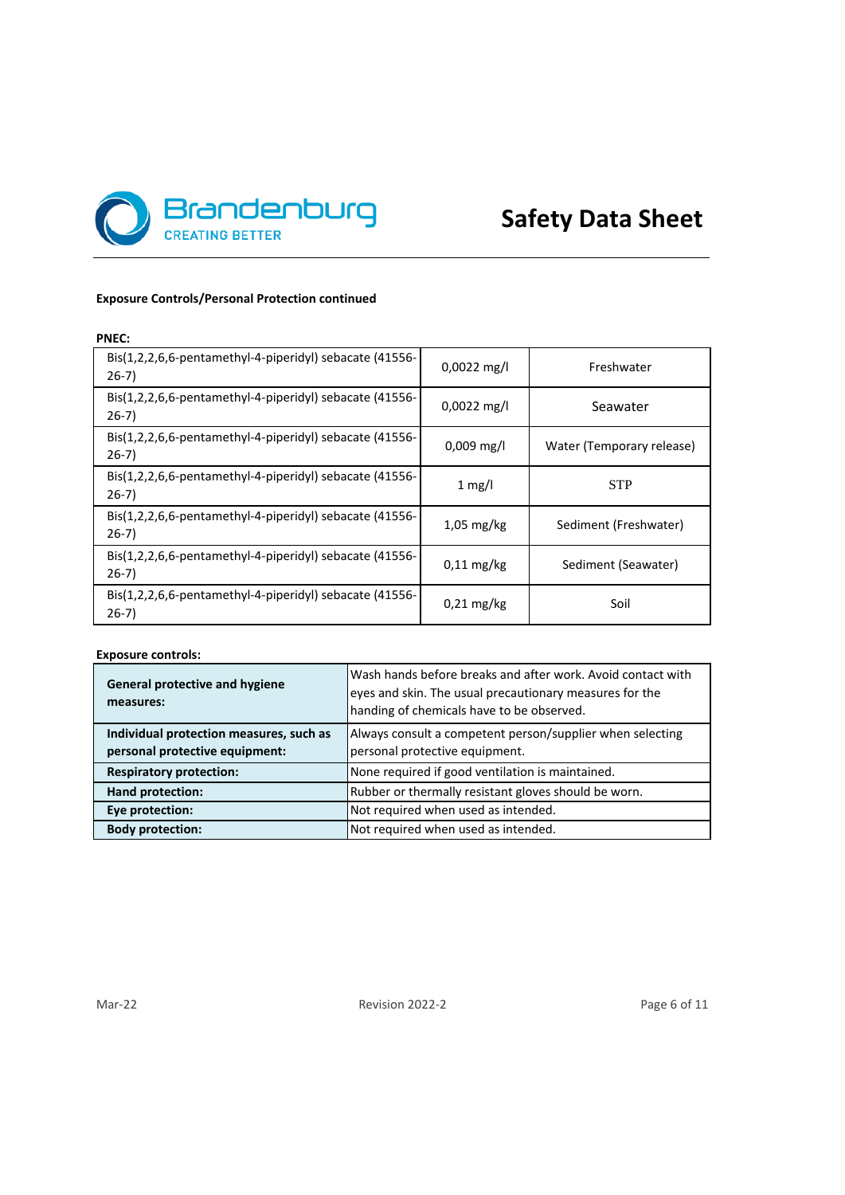**Exposure Controls/Personal Protection continued**

**PNEC:**

| | | |
|---|---|---|
| Bis(1,2,2,6,6-pentamethyl-4-piperidyl) sebacate (41556-26-7) | 0,0022 mg/l | Freshwater |
| Bis(1,2,2,6,6-pentamethyl-4-piperidyl) sebacate (41556-26-7) | 0,0022 mg/l | Seawater |
| Bis(1,2,2,6,6-pentamethyl-4-piperidyl) sebacate (41556-26-7) | 0,009 mg/l | Water (Temporary release) |
| Bis(1,2,2,6,6-pentamethyl-4-piperidyl) sebacate (41556-26-7) | 1 mg/l | STP |
| Bis(1,2,2,6,6-pentamethyl-4-piperidyl) sebacate (41556-26-7) | 1,05 mg/kg | Sediment (Freshwater) |
| Bis(1,2,2,6,6-pentamethyl-4-piperidyl) sebacate (41556-26-7) | 0,11 mg/kg | Sediment (Seawater) |
| Bis(1,2,2,6,6-pentamethyl-4-piperidyl) sebacate (41556-26-7) | 0,21 mg/kg | Soil |

**Exposure controls:**

| | |
|---|---|
| **General protective and hygiene measures:** | Wash hands before breaks and after work. Avoid contact with eyes and skin. The usual precautionary measures for the handing of chemicals have to be observed. |
| **Individual protection measures, such as personal protective equipment:** | Always consult a competent person/supplier when selecting personal protective equipment. |
| **Respiratory protection:** | None required if good ventilation is maintained. |
| **Hand protection:** | Rubber or thermally resistant gloves should be worn. |
| **Eye protection:** | Not required when used as intended. |
| **Body protection:** | Not required when used as intended. |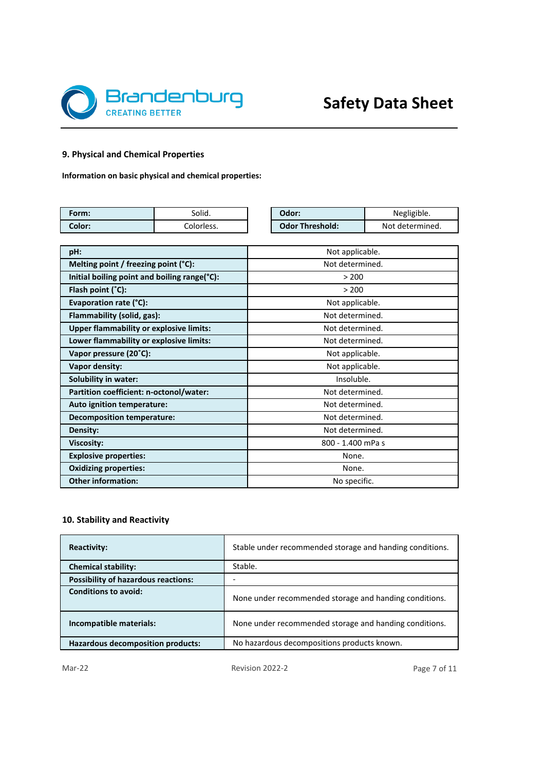## 9. Physical and Chemical Properties

**Information on basic physical and chemical properties:**

| **Form:** | Solid. |
|---|---|
| **Color:** | Colorless. |

| **Odor:** | Negligible. |
|---|---|
| **Odor Threshold:** | Not determined. |

| **pH:** | Not applicable. |
|---|---|
| **Melting point / freezing point (°C):** | Not determined. |
| **Initial boiling point and boiling range(°C):** | > 200 |
| **Flash point (˚C):** | > 200 |
| **Evaporation rate (°C):** | Not applicable. |
| **Flammability (solid, gas):** | Not determined. |
| **Upper flammability or explosive limits:** | Not determined. |
| **Lower flammability or explosive limits:** | Not determined. |
| **Vapor pressure (20˚C):** | Not applicable. |
| **Vapor density:** | Not applicable. |
| **Solubility in water:** | Insoluble. |
| **Partition coefficient: n-octonol/water:** | Not determined. |
| **Auto ignition temperature:** | Not determined. |
| **Decomposition temperature:** | Not determined. |
| **Density:** | Not determined. |
| **Viscosity:** | 800 - 1.400 mPa s |
| **Explosive properties:** | None. |
| **Oxidizing properties:** | None. |
| **Other information:** | No specific. |

## 10. Stability and Reactivity

| **Reactivity:** | Stable under recommended storage and handing conditions. |
|---|---|
| **Chemical stability:** | Stable. |
| **Possibility of hazardous reactions:** | - |
| **Conditions to avoid:** | None under recommended storage and handing conditions. |
| **Incompatible materials:** | None under recommended storage and handing conditions. |
| **Hazardous decomposition products:** | No hazardous decompositions products known. |

Mar-22 Revision 2022-2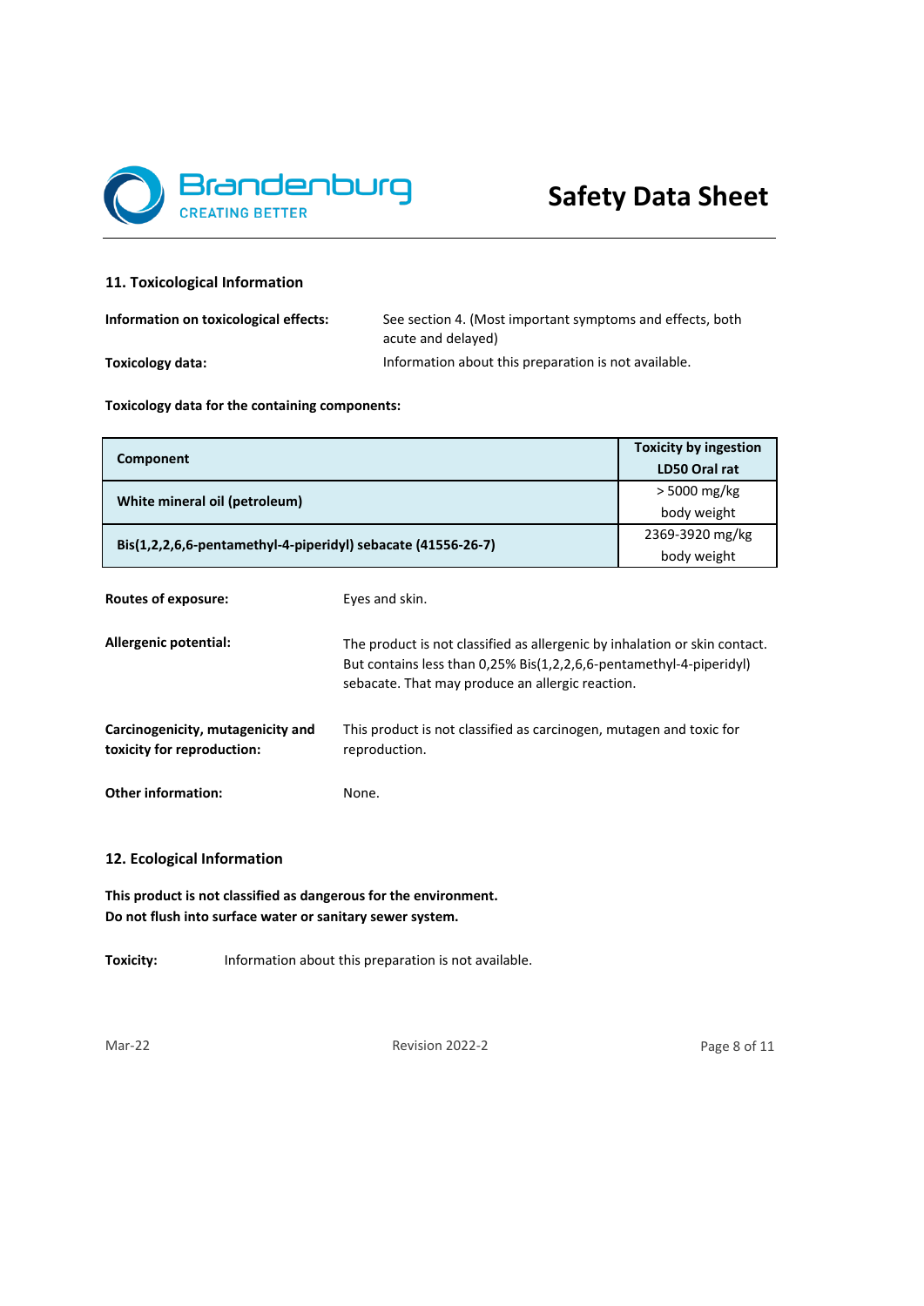## 11. Toxicological Information

**Information on toxicological effects:** See section 4. (Most important symptoms and effects, both acute and delayed)

**Toxicology data:** Information about this preparation is not available.

**Toxicology data for the containing components:**

| Component | Toxicity by ingestion LD50 Oral rat |
|---|---|
| **White mineral oil (petroleum)** | > 5000 mg/kg body weight |
| **Bis(1,2,2,6,6-pentamethyl-4-piperidyl) sebacate (41556-26-7)** | 2369-3920 mg/kg body weight |

**Routes of exposure:** Eyes and skin.

**Allergenic potential:** The product is not classified as allergenic by inhalation or skin contact. But contains less than 0,25% Bis(1,2,2,6,6-pentamethyl-4-piperidyl) sebacate. That may produce an allergic reaction.

**Carcinogenicity, mutagenicity and toxicity for reproduction:** This product is not classified as carcinogen, mutagen and toxic for reproduction.

**Other information:** None.

## 12. Ecological Information

**This product is not classified as dangerous for the environment.**
**Do not flush into surface water or sanitary sewer system.**

**Toxicity:** Information about this preparation is not available.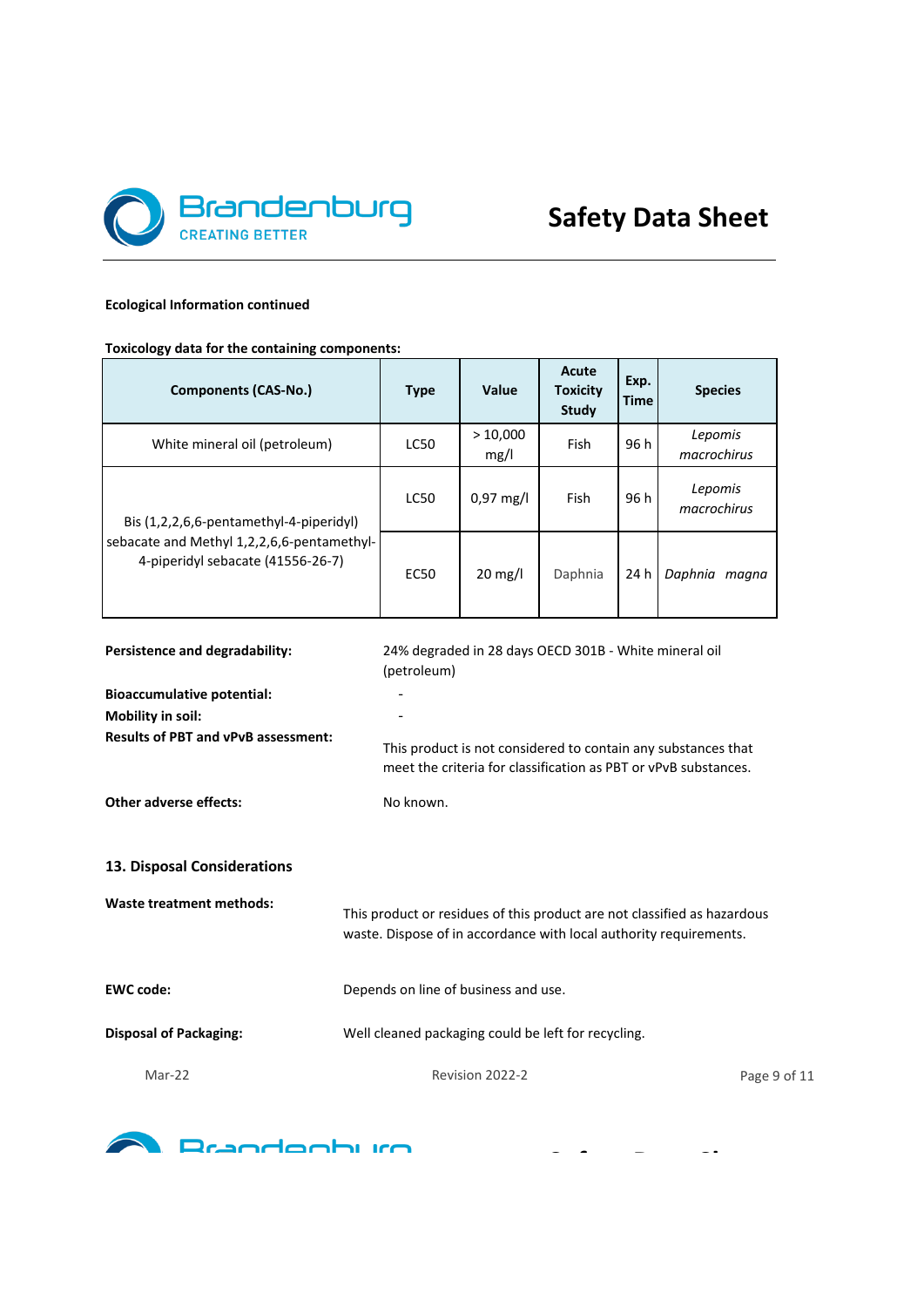**Ecological Information continued**

**Toxicology data for the containing components:**

| Components (CAS-No.) | Type | Value | Acute Toxicity Study | Exp. Time | Species |
|---|---|---|---|---|---|
| White mineral oil (petroleum) | LC50 | > 10,000 mg/l | Fish | 96 h | *Lepomis macrochirus* |
| Bis (1,2,2,6,6-pentamethyl-4-piperidyl) sebacate and Methyl 1,2,2,6,6-pentamethyl-4-piperidyl sebacate (41556-26-7) | LC50 | 0,97 mg/l | Fish | 96 h | *Lepomis macrochirus* |
| | EC50 | 20 mg/l | Daphnia | 24 h | *Daphnia magna* |

**Persistence and degradability:** 24% degraded in 28 days OECD 301B - White mineral oil (petroleum)

**Bioaccumulative potential:** -

**Mobility in soil:** -

**Results of PBT and vPvB assessment:** This product is not considered to contain any substances that meet the criteria for classification as PBT or vPvB substances.

**Other adverse effects:** No known.

## 13. Disposal Considerations

**Waste treatment methods:** This product or residues of this product are not classified as hazardous waste. Dispose of in accordance with local authority requirements.

**EWC code:** Depends on line of business and use.

**Disposal of Packaging:** Well cleaned packaging could be left for recycling.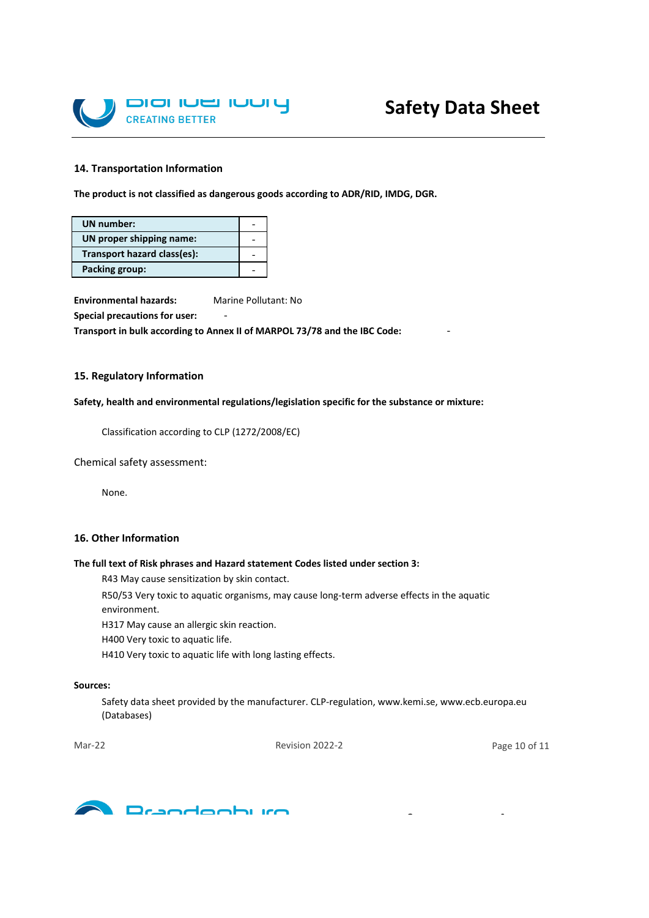## 14. Transportation Information

**The product is not classified as dangerous goods according to ADR/RID, IMDG, DGR.**

| | |
|---|---|
| **UN number:** | - |
| **UN proper shipping name:** | - |
| **Transport hazard class(es):** | - |
| **Packing group:** | - |

**Environmental hazards:** Marine Pollutant: No

**Special precautions for user:** -

**Transport in bulk according to Annex II of MARPOL 73/78 and the IBC Code:** -

## 15. Regulatory Information

**Safety, health and environmental regulations/legislation specific for the substance or mixture:**

Classification according to CLP (1272/2008/EC)

Chemical safety assessment:

None.

## 16. Other Information

**The full text of Risk phrases and Hazard statement Codes listed under section 3:**

R43 May cause sensitization by skin contact.

R50/53 Very toxic to aquatic organisms, may cause long-term adverse effects in the aquatic environment.

H317 May cause an allergic skin reaction.

H400 Very toxic to aquatic life.

H410 Very toxic to aquatic life with long lasting effects.

**Sources:**

Safety data sheet provided by the manufacturer. CLP-regulation, www.kemi.se, www.ecb.europa.eu (Databases)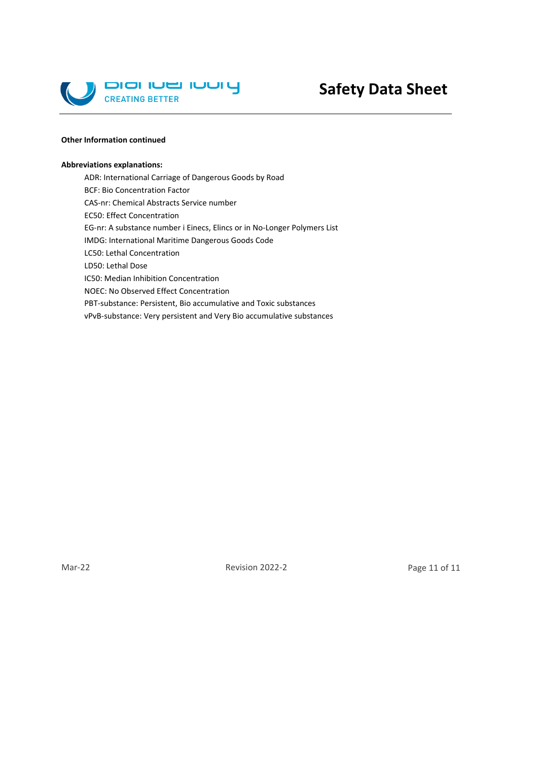**Other Information continued**

**Abbreviations explanations:**

ADR: International Carriage of Dangerous Goods by Road
BCF: Bio Concentration Factor
CAS-nr: Chemical Abstracts Service number
EC50: Effect Concentration
EG-nr: A substance number i Einecs, Elincs or in No-Longer Polymers List
IMDG: International Maritime Dangerous Goods Code
LC50: Lethal Concentration
LD50: Lethal Dose
IC50: Median Inhibition Concentration
NOEC: No Observed Effect Concentration
PBT-substance: Persistent, Bio accumulative and Toxic substances
vPvB-substance: Very persistent and Very Bio accumulative substances